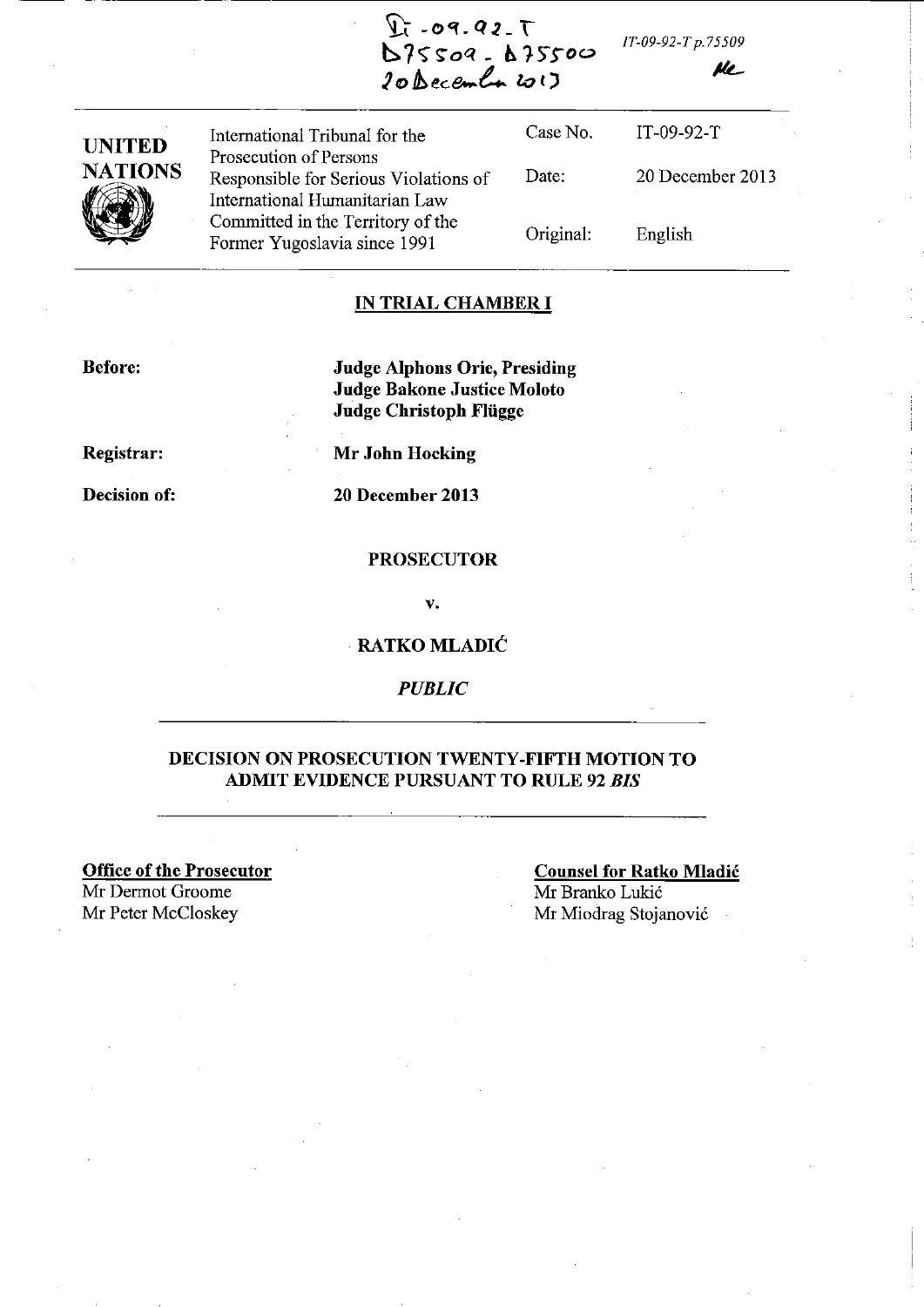IT-09-92-T
D75509 - D75500
20 December 2013

IT-09-92-T p.75509

| UNITED NATIONS | International Tribunal for the Prosecution of Persons Responsible for Serious Violations of International Humanitarian Law Committed in the Territory of the Former Yugoslavia since 1991 | Case No. | IT-09-92-T |
|---|---|---|---|
| | | Date: | 20 December 2013 |
| | | Original: | English |

**IN TRIAL CHAMBER I**

**Before:** **Judge Alphons Orie, Presiding**
**Judge Bakone Justice Moloto**
**Judge Christoph Flügge**

**Registrar:** **Mr John Hocking**

**Decision of:** **20 December 2013**

**PROSECUTOR**

**v.**

**RATKO MLADIĆ**

*PUBLIC*

**DECISION ON PROSECUTION TWENTY-FIFTH MOTION TO ADMIT EVIDENCE PURSUANT TO RULE 92 *BIS***

**Office of the Prosecutor**
Mr Dermot Groome
Mr Peter McCloskey

**Counsel for Ratko Mladić**
Mr Branko Lukić
Mr Miodrag Stojanović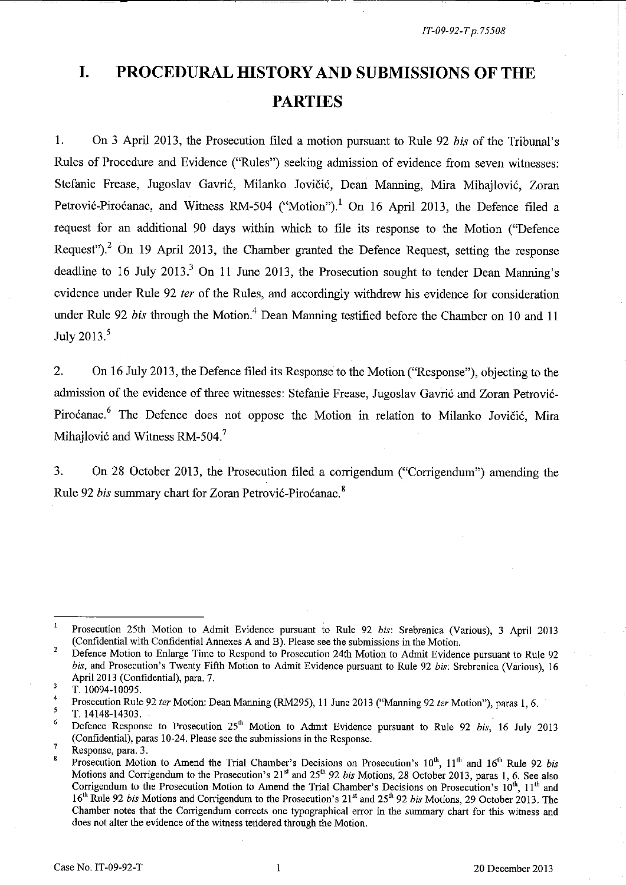# I. PROCEDURAL HISTORY AND SUBMISSIONS OF THE PARTIES

1. On 3 April 2013, the Prosecution filed a motion pursuant to Rule 92 *bis* of the Tribunal's Rules of Procedure and Evidence ("Rules") seeking admission of evidence from seven witnesses: Stefanie Frease, Jugoslav Gavrić, Milanko Jovičić, Dean Manning, Mira Mihajlović, Zoran Petrović-Piroćanac, and Witness RM-504 ("Motion").[1] On 16 April 2013, the Defence filed a request for an additional 90 days within which to file its response to the Motion ("Defence Request").[2] On 19 April 2013, the Chamber granted the Defence Request, setting the response deadline to 16 July 2013.[3] On 11 June 2013, the Prosecution sought to tender Dean Manning's evidence under Rule 92 *ter* of the Rules, and accordingly withdrew his evidence for consideration under Rule 92 *bis* through the Motion.[4] Dean Manning testified before the Chamber on 10 and 11 July 2013.[5]

2. On 16 July 2013, the Defence filed its Response to the Motion ("Response"), objecting to the admission of the evidence of three witnesses: Stefanie Frease, Jugoslav Gavrić and Zoran Petrović-Piroćanac.[6] The Defence does not oppose the Motion in relation to Milanko Jovičić, Mira Mihajlović and Witness RM-504.[7]

3. On 28 October 2013, the Prosecution filed a corrigendum ("Corrigendum") amending the Rule 92 *bis* summary chart for Zoran Petrović-Piroćanac.[8]

---

[1] Prosecution 25th Motion to Admit Evidence pursuant to Rule 92 *bis*: Srebrenica (Various), 3 April 2013 (Confidential with Confidential Annexes A and B). Please see the submissions in the Motion.

[2] Defence Motion to Enlarge Time to Respond to Prosecution 24th Motion to Admit Evidence pursuant to Rule 92 *bis*, and Prosecution's Twenty Fifth Motion to Admit Evidence pursuant to Rule 92 *bis*: Srebrenica (Various), 16 April 2013 (Confidential), para. 7.

[3] T. 10094-10095.

[4] Prosecution Rule 92 *ter* Motion: Dean Manning (RM295), 11 June 2013 ("Manning 92 *ter* Motion"), paras 1, 6.

[5] T. 14148-14303.

[6] Defence Response to Prosecution 25th Motion to Admit Evidence pursuant to Rule 92 *bis*, 16 July 2013 (Confidential), paras 10-24. Please see the submissions in the Response.

[7] Response, para. 3.

[8] Prosecution Motion to Amend the Trial Chamber's Decisions on Prosecution's 10th, 11th and 16th Rule 92 *bis* Motions and Corrigendum to the Prosecution's 21st and 25th 92 *bis* Motions, 28 October 2013, paras 1, 6. See also Corrigendum to the Prosecution Motion to Amend the Trial Chamber's Decisions on Prosecution's 10th, 11th and 16th Rule 92 *bis* Motions and Corrigendum to the Prosecution's 21st and 25th 92 *bis* Motions, 29 October 2013. The Chamber notes that the Corrigendum corrects one typographical error in the summary chart for this witness and does not alter the evidence of the witness tendered through the Motion.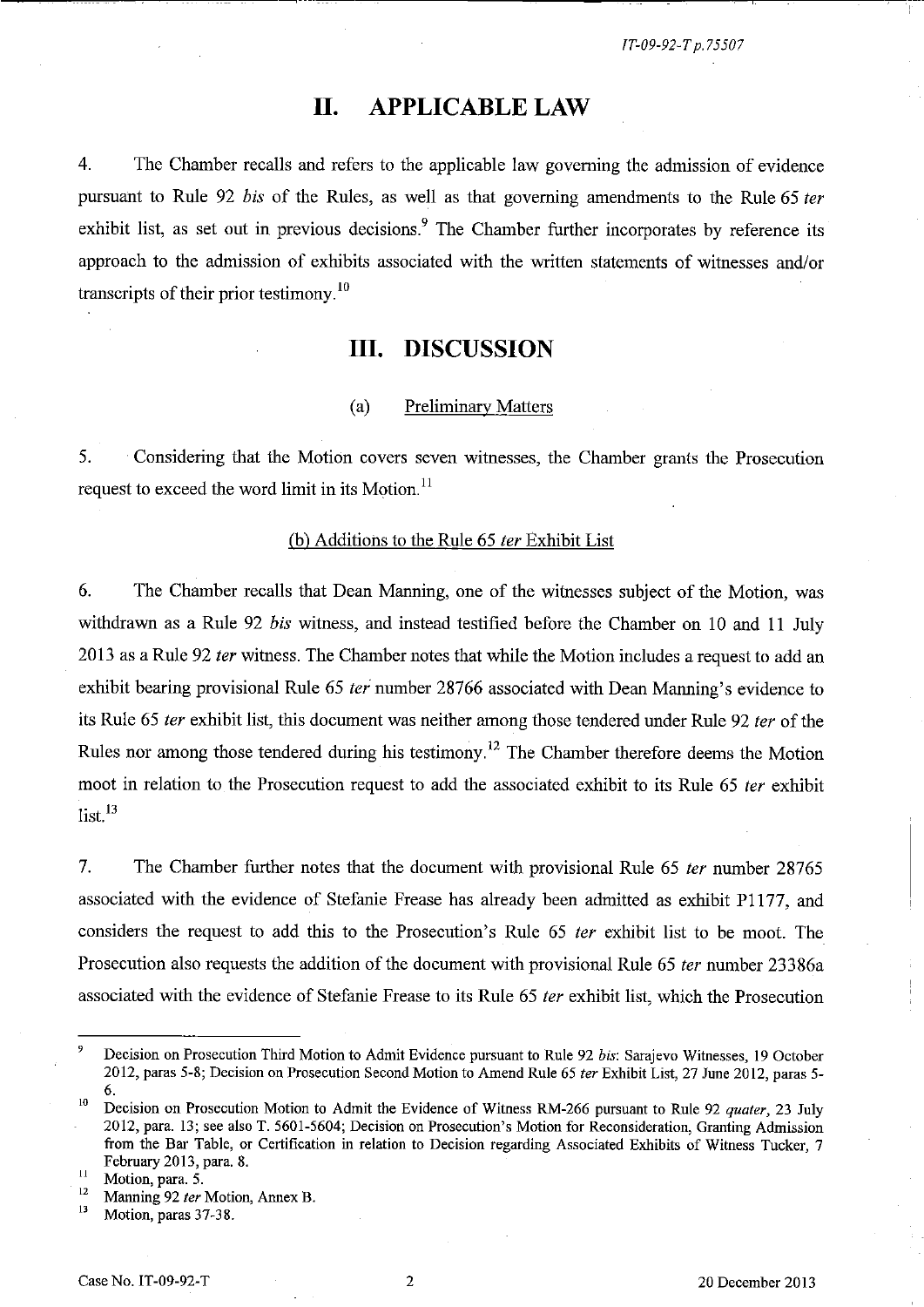## II. APPLICABLE LAW

4. The Chamber recalls and refers to the applicable law governing the admission of evidence pursuant to Rule 92 *bis* of the Rules, as well as that governing amendments to the Rule 65 *ter* exhibit list, as set out in previous decisions.[9] The Chamber further incorporates by reference its approach to the admission of exhibits associated with the written statements of witnesses and/or transcripts of their prior testimony.[10]

## III. DISCUSSION

### (a) Preliminary Matters

5. Considering that the Motion covers seven witnesses, the Chamber grants the Prosecution request to exceed the word limit in its Motion.[11]

### (b) Additions to the Rule 65 *ter* Exhibit List

6. The Chamber recalls that Dean Manning, one of the witnesses subject of the Motion, was withdrawn as a Rule 92 *bis* witness, and instead testified before the Chamber on 10 and 11 July 2013 as a Rule 92 *ter* witness. The Chamber notes that while the Motion includes a request to add an exhibit bearing provisional Rule 65 *ter* number 28766 associated with Dean Manning's evidence to its Rule 65 *ter* exhibit list, this document was neither among those tendered under Rule 92 *ter* of the Rules nor among those tendered during his testimony.[12] The Chamber therefore deems the Motion moot in relation to the Prosecution request to add the associated exhibit to its Rule 65 *ter* exhibit list.[13]

7. The Chamber further notes that the document with provisional Rule 65 *ter* number 28765 associated with the evidence of Stefanie Frease has already been admitted as exhibit P1177, and considers the request to add this to the Prosecution's Rule 65 *ter* exhibit list to be moot. The Prosecution also requests the addition of the document with provisional Rule 65 *ter* number 23386a associated with the evidence of Stefanie Frease to its Rule 65 *ter* exhibit list, which the Prosecution

---

[9] Decision on Prosecution Third Motion to Admit Evidence pursuant to Rule 92 *bis*: Sarajevo Witnesses, 19 October 2012, paras 5-8; Decision on Prosecution Second Motion to Amend Rule 65 *ter* Exhibit List, 27 June 2012, paras 5-6.

[10] Decision on Prosecution Motion to Admit the Evidence of Witness RM-266 pursuant to Rule 92 *quater*, 23 July 2012, para. 13; see also T. 5601-5604; Decision on Prosecution's Motion for Reconsideration, Granting Admission from the Bar Table, or Certification in relation to Decision regarding Associated Exhibits of Witness Tucker, 7 February 2013, para. 8.

[11] Motion, para. 5.

[12] Manning 92 *ter* Motion, Annex B.

[13] Motion, paras 37-38.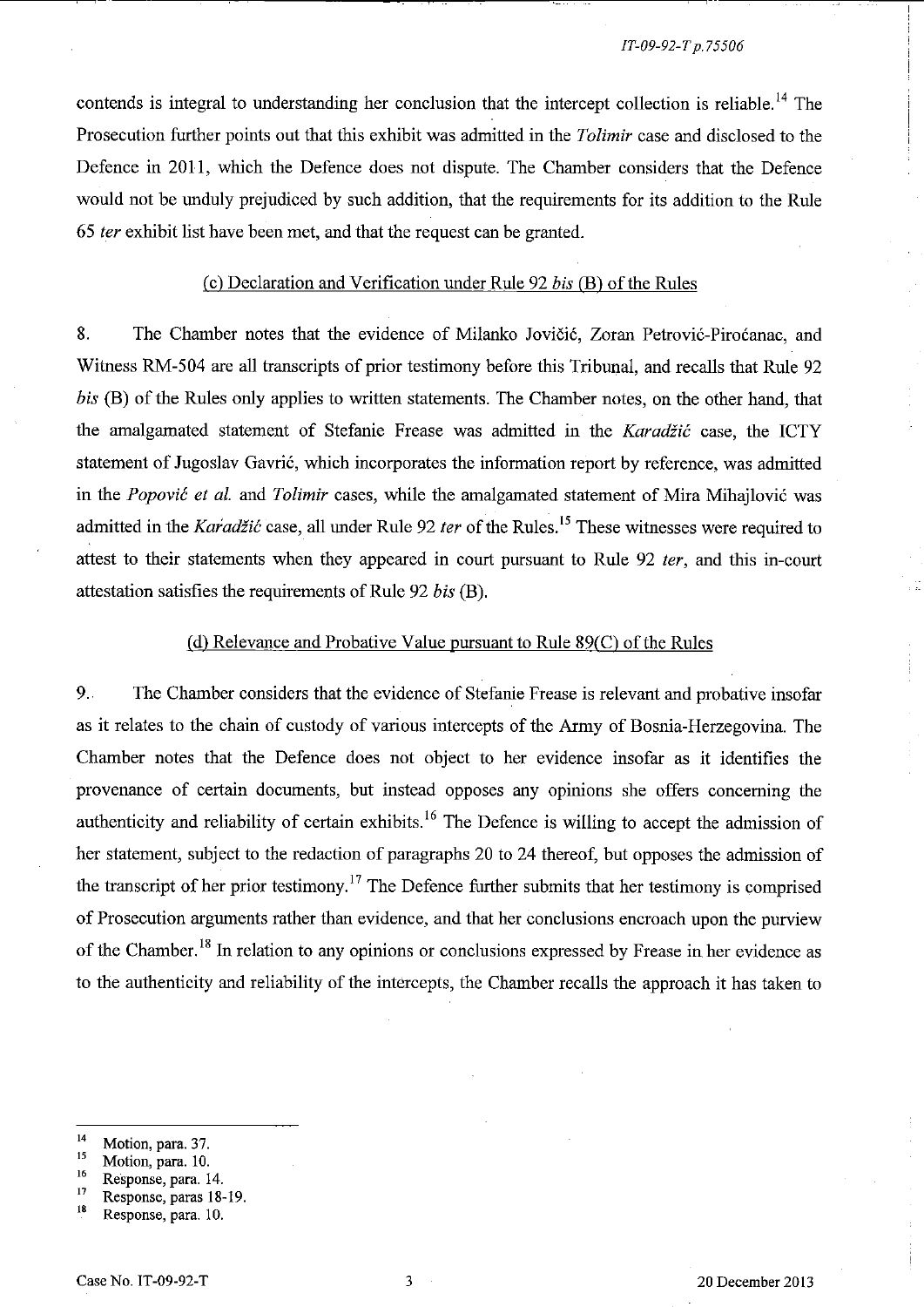contends is integral to understanding her conclusion that the intercept collection is reliable.[14] The Prosecution further points out that this exhibit was admitted in the *Tolimir* case and disclosed to the Defence in 2011, which the Defence does not dispute. The Chamber considers that the Defence would not be unduly prejudiced by such addition, that the requirements for its addition to the Rule 65 *ter* exhibit list have been met, and that the request can be granted.

(c) Declaration and Verification under Rule 92 *bis* (B) of the Rules

8. The Chamber notes that the evidence of Milanko Jovičić, Zoran Petrović-Piroćanac, and Witness RM-504 are all transcripts of prior testimony before this Tribunal, and recalls that Rule 92 *bis* (B) of the Rules only applies to written statements. The Chamber notes, on the other hand, that the amalgamated statement of Stefanie Frease was admitted in the *Karadžić* case, the ICTY statement of Jugoslav Gavrić, which incorporates the information report by reference, was admitted in the *Popović et al.* and *Tolimir* cases, while the amalgamated statement of Mira Mihajlović was admitted in the *Karadžić* case, all under Rule 92 *ter* of the Rules.[15] These witnesses were required to attest to their statements when they appeared in court pursuant to Rule 92 *ter*, and this in-court attestation satisfies the requirements of Rule 92 *bis* (B).

(d) Relevance and Probative Value pursuant to Rule 89(C) of the Rules

9. The Chamber considers that the evidence of Stefanie Frease is relevant and probative insofar as it relates to the chain of custody of various intercepts of the Army of Bosnia-Herzegovina. The Chamber notes that the Defence does not object to her evidence insofar as it identifies the provenance of certain documents, but instead opposes any opinions she offers concerning the authenticity and reliability of certain exhibits.[16] The Defence is willing to accept the admission of her statement, subject to the redaction of paragraphs 20 to 24 thereof, but opposes the admission of the transcript of her prior testimony.[17] The Defence further submits that her testimony is comprised of Prosecution arguments rather than evidence, and that her conclusions encroach upon the purview of the Chamber.[18] In relation to any opinions or conclusions expressed by Frease in her evidence as to the authenticity and reliability of the intercepts, the Chamber recalls the approach it has taken to

---

[14] Motion, para. 37.
[15] Motion, para. 10.
[16] Response, para. 14.
[17] Response, paras 18-19.
[18] Response, para. 10.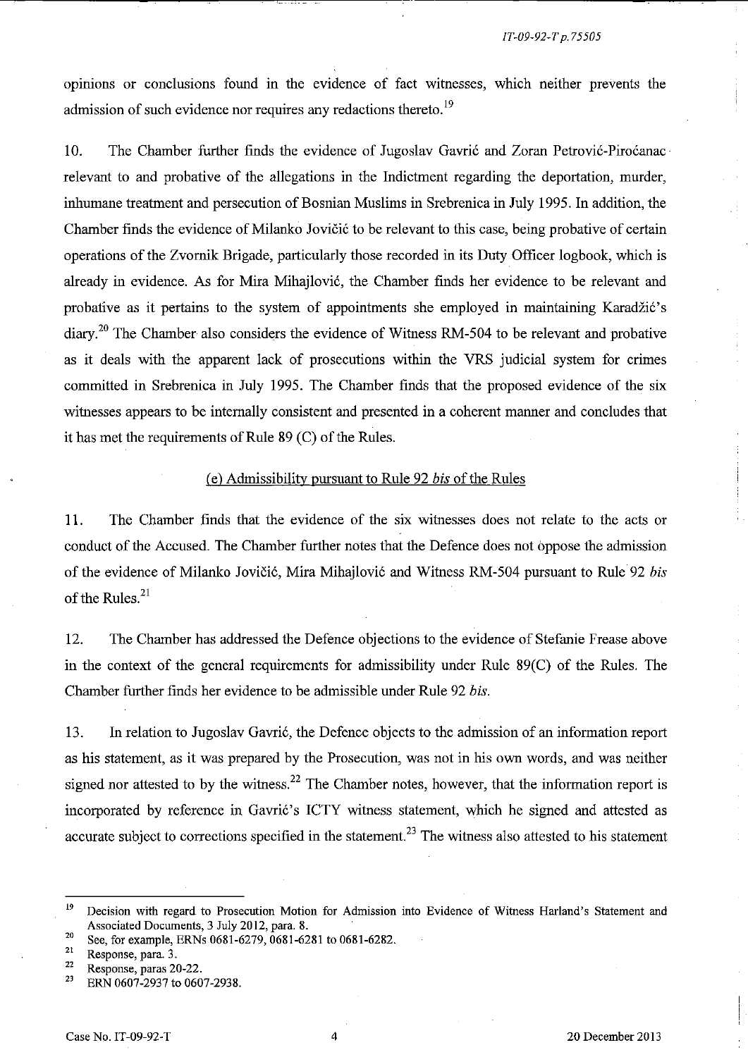opinions or conclusions found in the evidence of fact witnesses, which neither prevents the admission of such evidence nor requires any redactions thereto.[19]

10. The Chamber further finds the evidence of Jugoslav Gavrić and Zoran Petrović-Piroćanac relevant to and probative of the allegations in the Indictment regarding the deportation, murder, inhumane treatment and persecution of Bosnian Muslims in Srebrenica in July 1995. In addition, the Chamber finds the evidence of Milanko Jovičić to be relevant to this case, being probative of certain operations of the Zvornik Brigade, particularly those recorded in its Duty Officer logbook, which is already in evidence. As for Mira Mihajlović, the Chamber finds her evidence to be relevant and probative as it pertains to the system of appointments she employed in maintaining Karadžić's diary.[20] The Chamber also considers the evidence of Witness RM-504 to be relevant and probative as it deals with the apparent lack of prosecutions within the VRS judicial system for crimes committed in Srebrenica in July 1995. The Chamber finds that the proposed evidence of the six witnesses appears to be internally consistent and presented in a coherent manner and concludes that it has met the requirements of Rule 89 (C) of the Rules.

## (e) Admissibility pursuant to Rule 92 *bis* of the Rules

11. The Chamber finds that the evidence of the six witnesses does not relate to the acts or conduct of the Accused. The Chamber further notes that the Defence does not oppose the admission of the evidence of Milanko Jovičić, Mira Mihajlović and Witness RM-504 pursuant to Rule 92 *bis* of the Rules.[21]

12. The Chamber has addressed the Defence objections to the evidence of Stefanie Frease above in the context of the general requirements for admissibility under Rule 89(C) of the Rules. The Chamber further finds her evidence to be admissible under Rule 92 *bis*.

13. In relation to Jugoslav Gavrić, the Defence objects to the admission of an information report as his statement, as it was prepared by the Prosecution, was not in his own words, and was neither signed nor attested to by the witness.[22] The Chamber notes, however, that the information report is incorporated by reference in Gavrić's ICTY witness statement, which he signed and attested as accurate subject to corrections specified in the statement.[23] The witness also attested to his statement

---

[19] Decision with regard to Prosecution Motion for Admission into Evidence of Witness Harland's Statement and Associated Documents, 3 July 2012, para. 8.

[20] See, for example, ERNs 0681-6279, 0681-6281 to 0681-6282.

[21] Response, para. 3.

[22] Response, paras 20-22.

[23] ERN 0607-2937 to 0607-2938.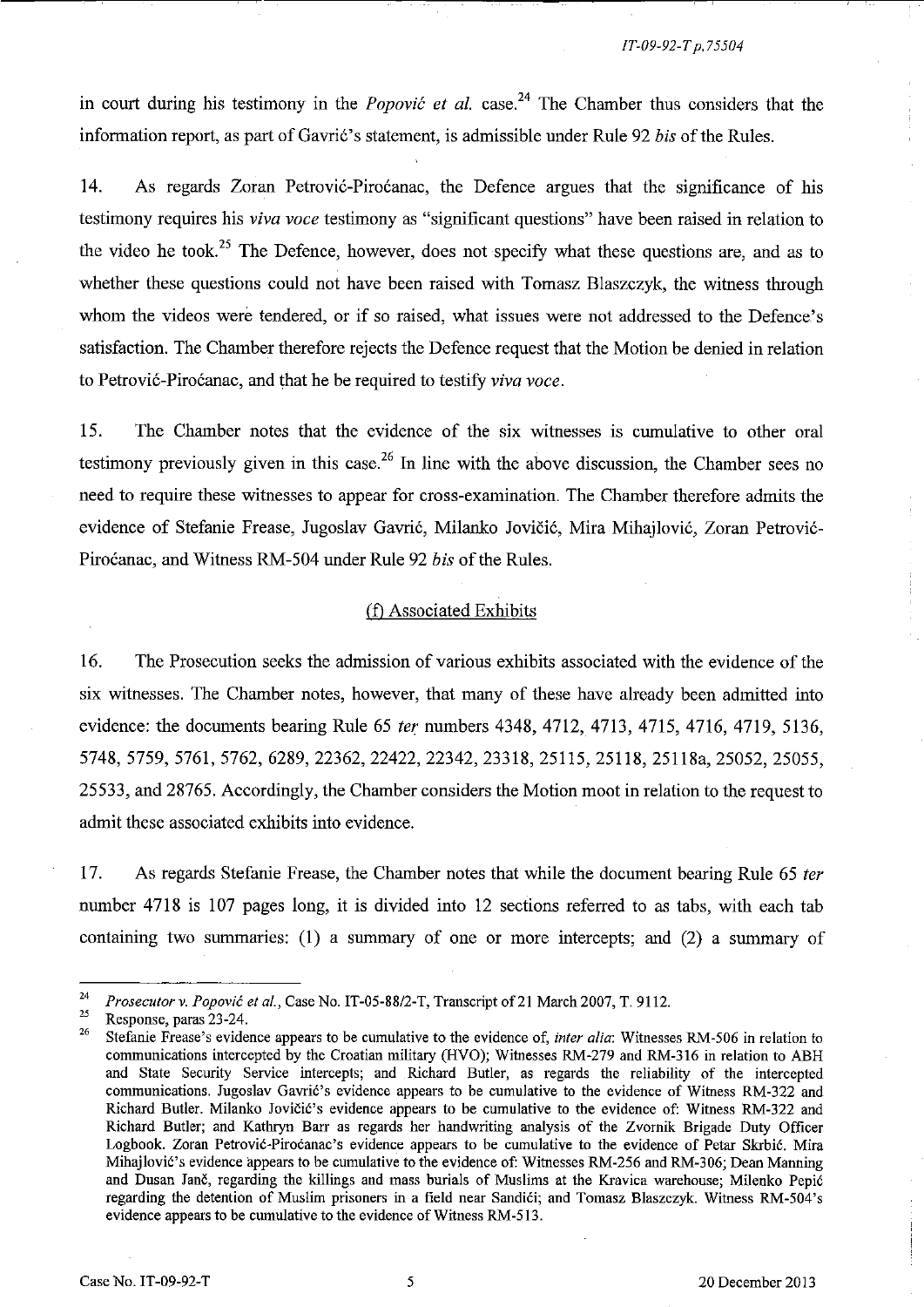in court during his testimony in the *Popović et al.* case.[24] The Chamber thus considers that the information report, as part of Gavrić's statement, is admissible under Rule 92 *bis* of the Rules.

14. As regards Zoran Petrović-Piroćanac, the Defence argues that the significance of his testimony requires his *viva voce* testimony as "significant questions" have been raised in relation to the video he took.[25] The Defence, however, does not specify what these questions are, and as to whether these questions could not have been raised with Tomasz Blaszczyk, the witness through whom the videos were tendered, or if so raised, what issues were not addressed to the Defence's satisfaction. The Chamber therefore rejects the Defence request that the Motion be denied in relation to Petrović-Piroćanac, and that he be required to testify *viva voce*.

15. The Chamber notes that the evidence of the six witnesses is cumulative to other oral testimony previously given in this case.[26] In line with the above discussion, the Chamber sees no need to require these witnesses to appear for cross-examination. The Chamber therefore admits the evidence of Stefanie Frease, Jugoslav Gavrić, Milanko Jovičić, Mira Mihajlović, Zoran Petrović-Piroćanac, and Witness RM-504 under Rule 92 *bis* of the Rules.

(f) Associated Exhibits

16. The Prosecution seeks the admission of various exhibits associated with the evidence of the six witnesses. The Chamber notes, however, that many of these have already been admitted into evidence: the documents bearing Rule 65 *ter* numbers 4348, 4712, 4713, 4715, 4716, 4719, 5136, 5748, 5759, 5761, 5762, 6289, 22362, 22422, 22342, 23318, 25115, 25118, 25118a, 25052, 25055, 25533, and 28765. Accordingly, the Chamber considers the Motion moot in relation to the request to admit these associated exhibits into evidence.

17. As regards Stefanie Frease, the Chamber notes that while the document bearing Rule 65 *ter* number 4718 is 107 pages long, it is divided into 12 sections referred to as tabs, with each tab containing two summaries: (1) a summary of one or more intercepts; and (2) a summary of

---

[24] *Prosecutor v. Popović et al.*, Case No. IT-05-88/2-T, Transcript of 21 March 2007, T. 9112.

[25] Response, paras 23-24.

[26] Stefanie Frease's evidence appears to be cumulative to the evidence of, *inter alia*: Witnesses RM-506 in relation to communications intercepted by the Croatian military (HVO); Witnesses RM-279 and RM-316 in relation to ABH and State Security Service intercepts; and Richard Butler, as regards the reliability of the intercepted communications. Jugoslav Gavrić's evidence appears to be cumulative to the evidence of Witness RM-322 and Richard Butler. Milanko Jovičić's evidence appears to be cumulative to the evidence of: Witness RM-322 and Richard Butler; and Kathryn Barr as regards her handwriting analysis of the Zvornik Brigade Duty Officer Logbook. Zoran Petrović-Piroćanac's evidence appears to be cumulative to the evidence of Petar Skrbić. Mira Mihajlović's evidence appears to be cumulative to the evidence of: Witnesses RM-256 and RM-306; Dean Manning and Dusan Janč, regarding the killings and mass burials of Muslims at the Kravica warehouse; Milenko Pepić regarding the detention of Muslim prisoners in a field near Sandići; and Tomasz Blaszczyk. Witness RM-504's evidence appears to be cumulative to the evidence of Witness RM-513.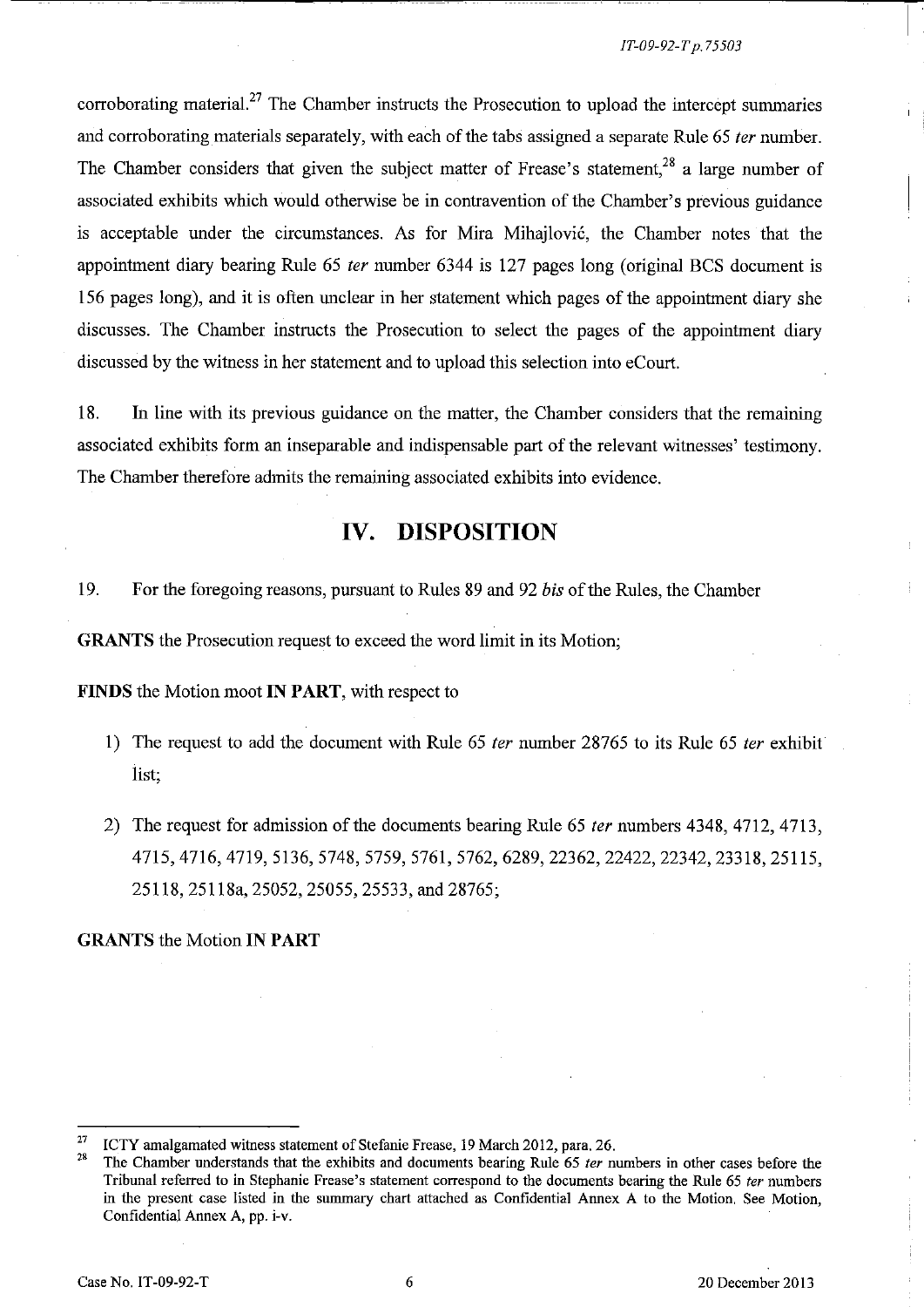corroborating material.[27] The Chamber instructs the Prosecution to upload the intercept summaries and corroborating materials separately, with each of the tabs assigned a separate Rule 65 *ter* number. The Chamber considers that given the subject matter of Frease's statement,[28] a large number of associated exhibits which would otherwise be in contravention of the Chamber's previous guidance is acceptable under the circumstances. As for Mira Mihajlović, the Chamber notes that the appointment diary bearing Rule 65 *ter* number 6344 is 127 pages long (original BCS document is 156 pages long), and it is often unclear in her statement which pages of the appointment diary she discusses. The Chamber instructs the Prosecution to select the pages of the appointment diary discussed by the witness in her statement and to upload this selection into eCourt.

18. In line with its previous guidance on the matter, the Chamber considers that the remaining associated exhibits form an inseparable and indispensable part of the relevant witnesses' testimony. The Chamber therefore admits the remaining associated exhibits into evidence.

## IV. DISPOSITION

19. For the foregoing reasons, pursuant to Rules 89 and 92 *bis* of the Rules, the Chamber

**GRANTS** the Prosecution request to exceed the word limit in its Motion;

**FINDS** the Motion moot **IN PART**, with respect to

1) The request to add the document with Rule 65 *ter* number 28765 to its Rule 65 *ter* exhibit list;

2) The request for admission of the documents bearing Rule 65 *ter* numbers 4348, 4712, 4713, 4715, 4716, 4719, 5136, 5748, 5759, 5761, 5762, 6289, 22362, 22422, 22342, 23318, 25115, 25118, 25118a, 25052, 25055, 25533, and 28765;

**GRANTS** the Motion **IN PART**

---

[27] ICTY amalgamated witness statement of Stefanie Frease, 19 March 2012, para. 26.

[28] The Chamber understands that the exhibits and documents bearing Rule 65 *ter* numbers in other cases before the Tribunal referred to in Stephanie Frease's statement correspond to the documents bearing the Rule 65 *ter* numbers in the present case listed in the summary chart attached as Confidential Annex A to the Motion. See Motion, Confidential Annex A, pp. i-v.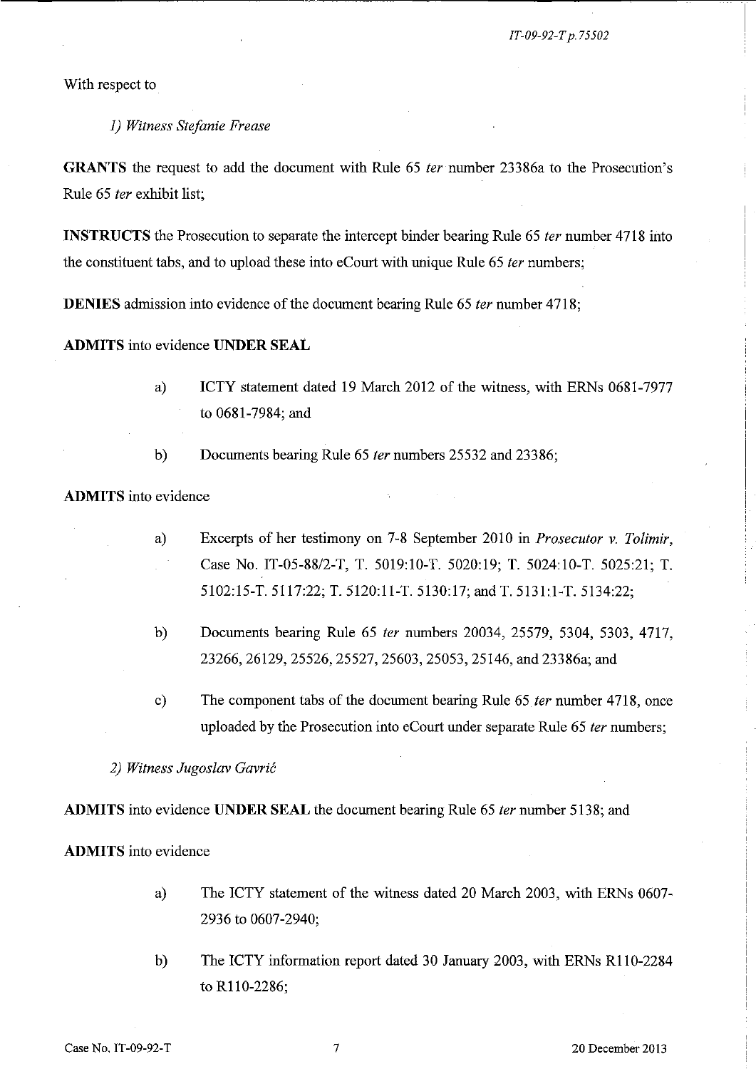With respect to

*1) Witness Stefanie Frease*

**GRANTS** the request to add the document with Rule 65 *ter* number 23386a to the Prosecution's Rule 65 *ter* exhibit list;

**INSTRUCTS** the Prosecution to separate the intercept binder bearing Rule 65 *ter* number 4718 into the constituent tabs, and to upload these into eCourt with unique Rule 65 *ter* numbers;

**DENIES** admission into evidence of the document bearing Rule 65 *ter* number 4718;

**ADMITS** into evidence **UNDER SEAL**

a) ICTY statement dated 19 March 2012 of the witness, with ERNs 0681-7977 to 0681-7984; and

b) Documents bearing Rule 65 *ter* numbers 25532 and 23386;

**ADMITS** into evidence

a) Excerpts of her testimony on 7-8 September 2010 in *Prosecutor v. Tolimir*, Case No. IT-05-88/2-T, T. 5019:10-T. 5020:19; T. 5024:10-T. 5025:21; T. 5102:15-T. 5117:22; T. 5120:11-T. 5130:17; and T. 5131:1-T. 5134:22;

b) Documents bearing Rule 65 *ter* numbers 20034, 25579, 5304, 5303, 4717, 23266, 26129, 25526, 25527, 25603, 25053, 25146, and 23386a; and

c) The component tabs of the document bearing Rule 65 *ter* number 4718, once uploaded by the Prosecution into eCourt under separate Rule 65 *ter* numbers;

*2) Witness Jugoslav Gavrić*

**ADMITS** into evidence **UNDER SEAL** the document bearing Rule 65 *ter* number 5138; and

**ADMITS** into evidence

a) The ICTY statement of the witness dated 20 March 2003, with ERNs 0607-2936 to 0607-2940;

b) The ICTY information report dated 30 January 2003, with ERNs R110-2284 to R110-2286;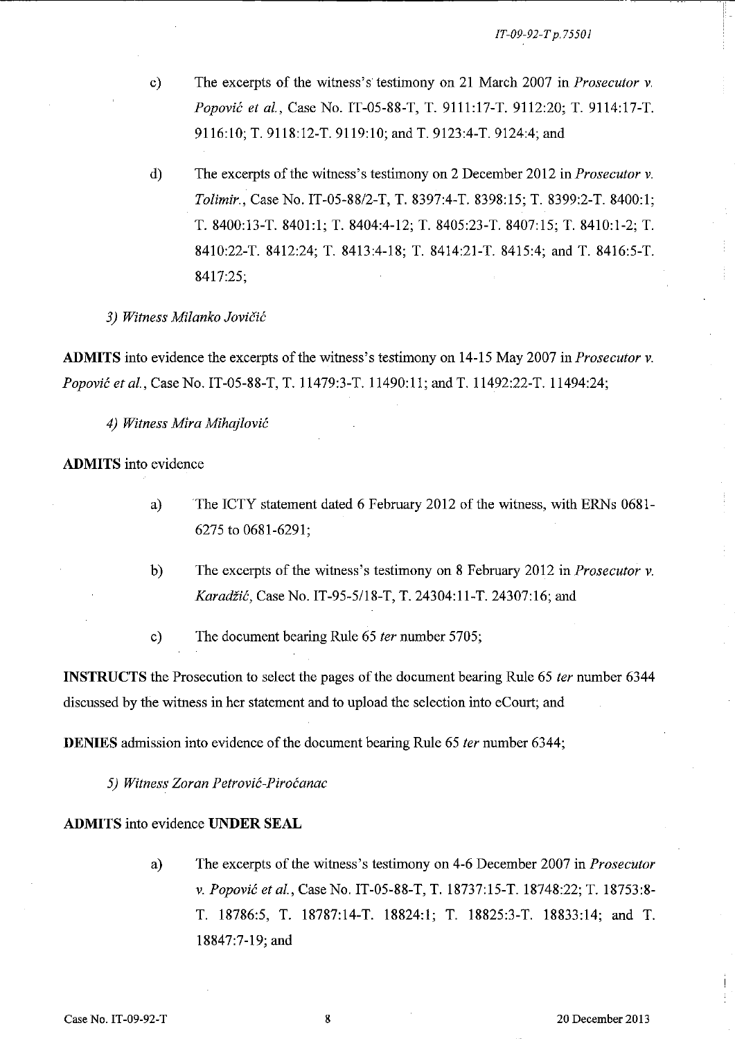c) The excerpts of the witness's testimony on 21 March 2007 in *Prosecutor v. Popović et al.*, Case No. IT-05-88-T, T. 9111:17-T. 9112:20; T. 9114:17-T. 9116:10; T. 9118:12-T. 9119:10; and T. 9123:4-T. 9124:4; and

d) The excerpts of the witness's testimony on 2 December 2012 in *Prosecutor v. Tolimir.*, Case No. IT-05-88/2-T, T. 8397:4-T. 8398:15; T. 8399:2-T. 8400:1; T. 8400:13-T. 8401:1; T. 8404:4-12; T. 8405:23-T. 8407:15; T. 8410:1-2; T. 8410:22-T. 8412:24; T. 8413:4-18; T. 8414:21-T. 8415:4; and T. 8416:5-T. 8417:25;

*3) Witness Milanko Jovičić*

**ADMITS** into evidence the excerpts of the witness's testimony on 14-15 May 2007 in *Prosecutor v. Popović et al.*, Case No. IT-05-88-T, T. 11479:3-T. 11490:11; and T. 11492:22-T. 11494:24;

*4) Witness Mira Mihajlović*

**ADMITS** into evidence

a) The ICTY statement dated 6 February 2012 of the witness, with ERNs 0681-6275 to 0681-6291;

b) The excerpts of the witness's testimony on 8 February 2012 in *Prosecutor v. Karadžić*, Case No. IT-95-5/18-T, T. 24304:11-T. 24307:16; and

c) The document bearing Rule 65 *ter* number 5705;

**INSTRUCTS** the Prosecution to select the pages of the document bearing Rule 65 *ter* number 6344 discussed by the witness in her statement and to upload the selection into eCourt; and

**DENIES** admission into evidence of the document bearing Rule 65 *ter* number 6344;

*5) Witness Zoran Petrović-Piroćanac*

**ADMITS** into evidence **UNDER SEAL**

a) The excerpts of the witness's testimony on 4-6 December 2007 in *Prosecutor v. Popović et al.*, Case No. IT-05-88-T, T. 18737:15-T. 18748:22; T. 18753:8-T. 18786:5, T. 18787:14-T. 18824:1; T. 18825:3-T. 18833:14; and T. 18847:7-19; and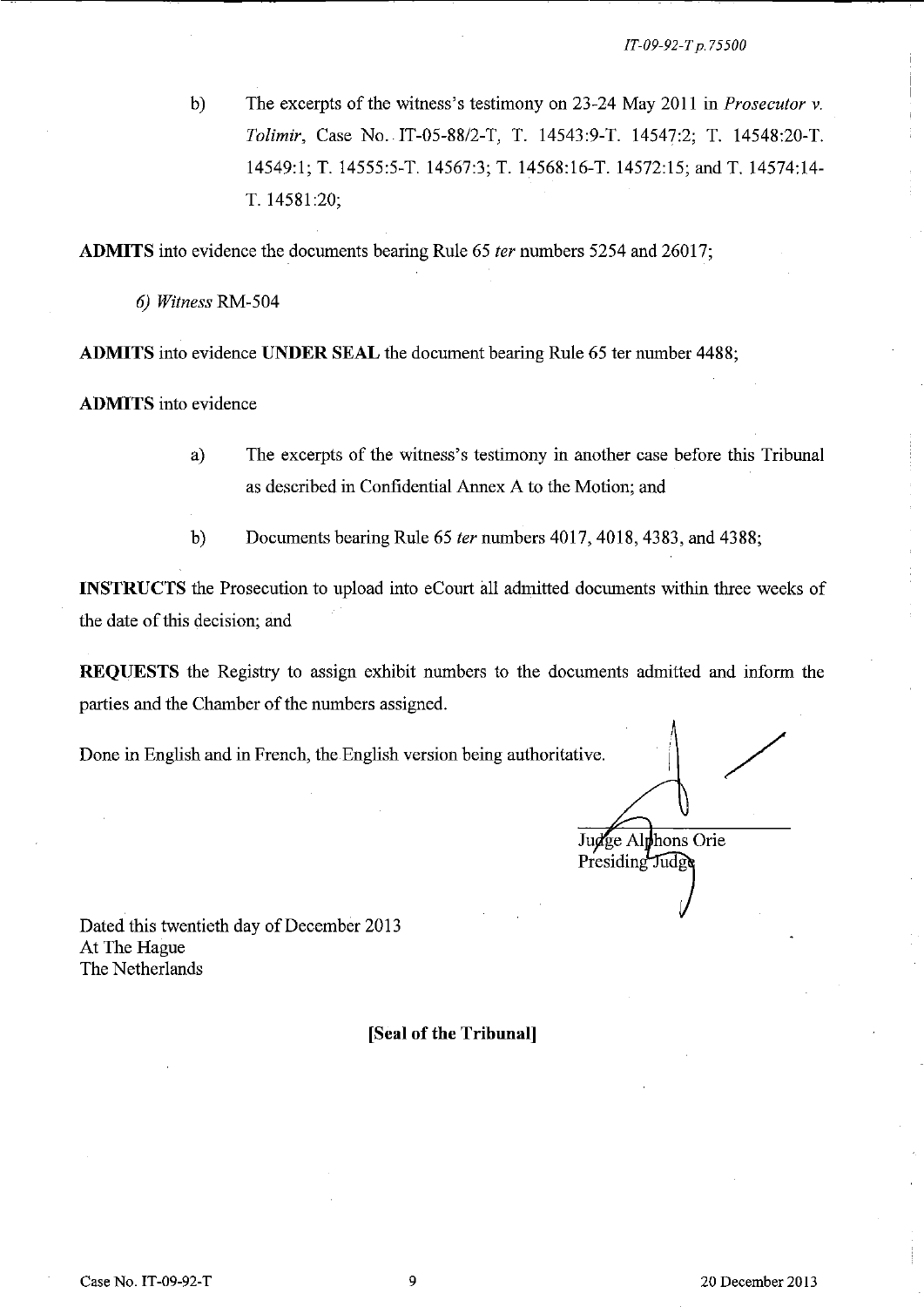b) The excerpts of the witness's testimony on 23-24 May 2011 in *Prosecutor v. Tolimir*, Case No. IT-05-88/2-T, T. 14543:9-T. 14547:2; T. 14548:20-T. 14549:1; T. 14555:5-T. 14567:3; T. 14568:16-T. 14572:15; and T. 14574:14-T. 14581:20;

**ADMITS** into evidence the documents bearing Rule 65 *ter* numbers 5254 and 26017;

*6) Witness* RM-504

**ADMITS** into evidence **UNDER SEAL** the document bearing Rule 65 ter number 4488;

**ADMITS** into evidence

a) The excerpts of the witness's testimony in another case before this Tribunal as described in Confidential Annex A to the Motion; and

b) Documents bearing Rule 65 *ter* numbers 4017, 4018, 4383, and 4388;

**INSTRUCTS** the Prosecution to upload into eCourt all admitted documents within three weeks of the date of this decision; and

**REQUESTS** the Registry to assign exhibit numbers to the documents admitted and inform the parties and the Chamber of the numbers assigned.

Done in English and in French, the English version being authoritative.

Judge Alphons Orie
Presiding Judge

Dated this twentieth day of December 2013
At The Hague
The Netherlands

**[Seal of the Tribunal]**